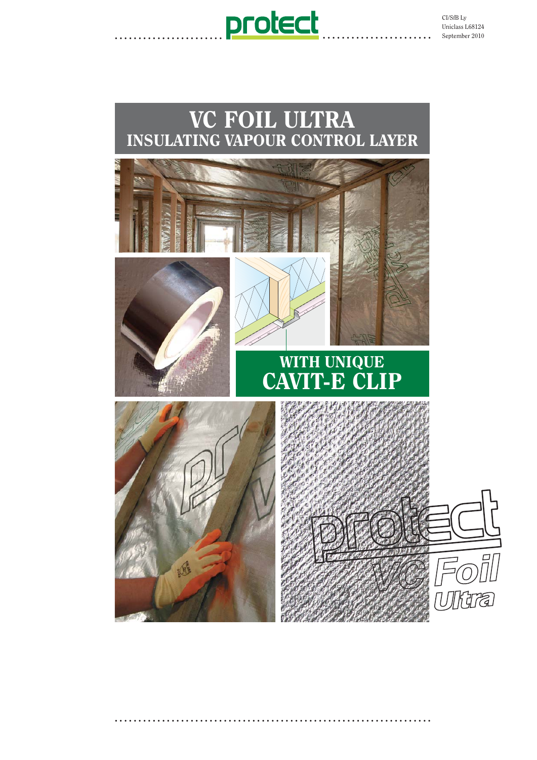protect

CI/SfB Ly
Uniclass L68124
September 2010

# VC FOIL ULTRA
## INSULATING VAPOUR CONTROL LAYER

## WITH UNIQUE CAVIT-E CLIP

protect VC Foil Ultra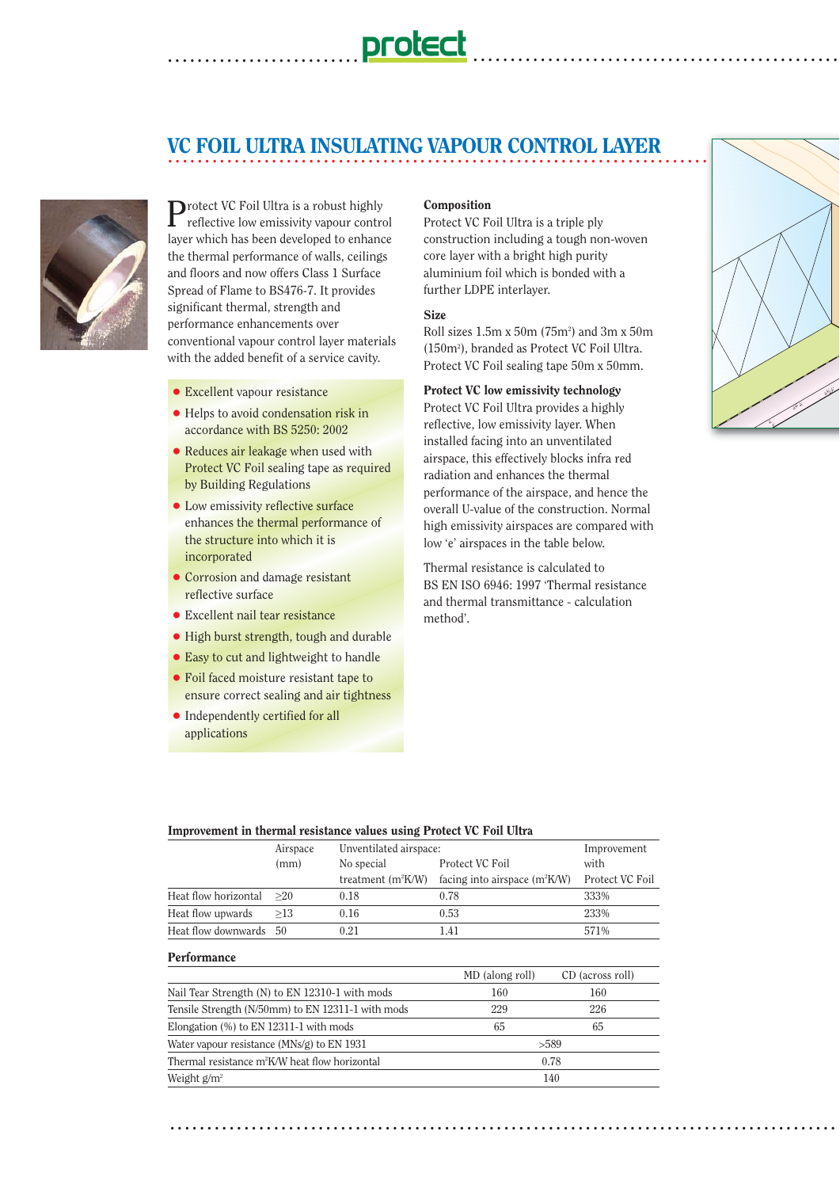# VC FOIL ULTRA INSULATING VAPOUR CONTROL LAYER

Protect VC Foil Ultra is a robust highly reflective low emissivity vapour control layer which has been developed to enhance the thermal performance of walls, ceilings and floors and now offers Class 1 Surface Spread of Flame to BS476-7. It provides significant thermal, strength and performance enhancements over conventional vapour control layer materials with the added benefit of a service cavity.

- Excellent vapour resistance
- Helps to avoid condensation risk in accordance with BS 5250: 2002
- Reduces air leakage when used with Protect VC Foil sealing tape as required by Building Regulations
- Low emissivity reflective surface enhances the thermal performance of the structure into which it is incorporated
- Corrosion and damage resistant reflective surface
- Excellent nail tear resistance
- High burst strength, tough and durable
- Easy to cut and lightweight to handle
- Foil faced moisture resistant tape to ensure correct sealing and air tightness
- Independently certified for all applications

### Composition

Protect VC Foil Ultra is a triple ply construction including a tough non-woven core layer with a bright high purity aluminium foil which is bonded with a further LDPE interlayer.

### Size

Roll sizes 1.5m x 50m (75m$^2$) and 3m x 50m (150m$^2$), branded as Protect VC Foil Ultra. Protect VC Foil sealing tape 50m x 50mm.

### Protect VC low emissivity technology

Protect VC Foil Ultra provides a highly reflective, low emissivity layer. When installed facing into an unventilated airspace, this effectively blocks infra red radiation and enhances the thermal performance of the airspace, and hence the overall U-value of the construction. Normal high emissivity airspaces are compared with low 'e' airspaces in the table below.

Thermal resistance is calculated to BS EN ISO 6946: 1997 'Thermal resistance and thermal transmittance - calculation method'.

### Improvement in thermal resistance values using Protect VC Foil Ultra

| | Airspace (mm) | Unventilated airspace: No special treatment (m$^2$K/W) | Protect VC Foil facing into airspace (m$^2$K/W) | Improvement with Protect VC Foil |
|---|---|---|---|---|
| Heat flow horizontal | ≥20 | 0.18 | 0.78 | 333% |
| Heat flow upwards | ≥13 | 0.16 | 0.53 | 233% |
| Heat flow downwards | 50 | 0.21 | 1.41 | 571% |

### Performance

| | MD (along roll) | CD (across roll) |
|---|---|---|
| Nail Tear Strength (N) to EN 12310-1 with mods | 160 | 160 |
| Tensile Strength (N/50mm) to EN 12311-1 with mods | 229 | 226 |
| Elongation (%) to EN 12311-1 with mods | 65 | 65 |
| Water vapour resistance (MNs/g) to EN 1931 | >589 | |
| Thermal resistance m$^2$K/W heat flow horizontal | 0.78 | |
| Weight g/m$^2$ | 140 | |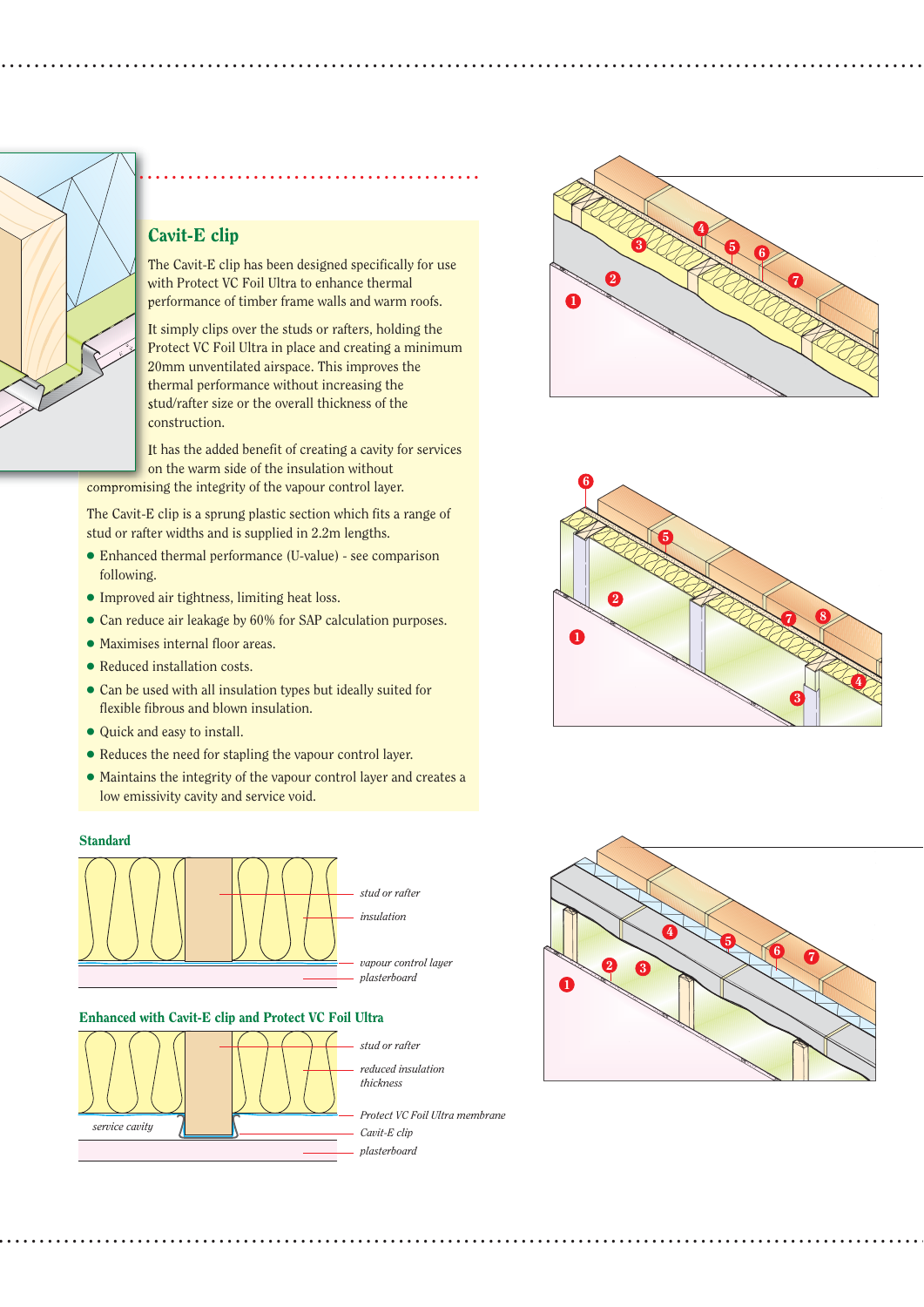## Cavit-E clip

The Cavit-E clip has been designed specifically for use with Protect VC Foil Ultra to enhance thermal performance of timber frame walls and warm roofs.

It simply clips over the studs or rafters, holding the Protect VC Foil Ultra in place and creating a minimum 20mm unventilated airspace. This improves the thermal performance without increasing the stud/rafter size or the overall thickness of the construction.

It has the added benefit of creating a cavity for services on the warm side of the insulation without compromising the integrity of the vapour control layer.

The Cavit-E clip is a sprung plastic section which fits a range of stud or rafter widths and is supplied in 2.2m lengths.

- Enhanced thermal performance (U-value) - see comparison following.
- Improved air tightness, limiting heat loss.
- Can reduce air leakage by 60% for SAP calculation purposes.
- Maximises internal floor areas.
- Reduced installation costs.
- Can be used with all insulation types but ideally suited for flexible fibrous and blown insulation.
- Quick and easy to install.
- Reduces the need for stapling the vapour control layer.
- Maintains the integrity of the vapour control layer and creates a low emissivity cavity and service void.

### Standard

*stud or rafter*
*insulation*
*vapour control layer*
*plasterboard*

### Enhanced with Cavit-E clip and Protect VC Foil Ultra

*stud or rafter*
*reduced insulation thickness*
*service cavity*
*Protect VC Foil Ultra membrane*
*Cavit-E clip*
*plasterboard*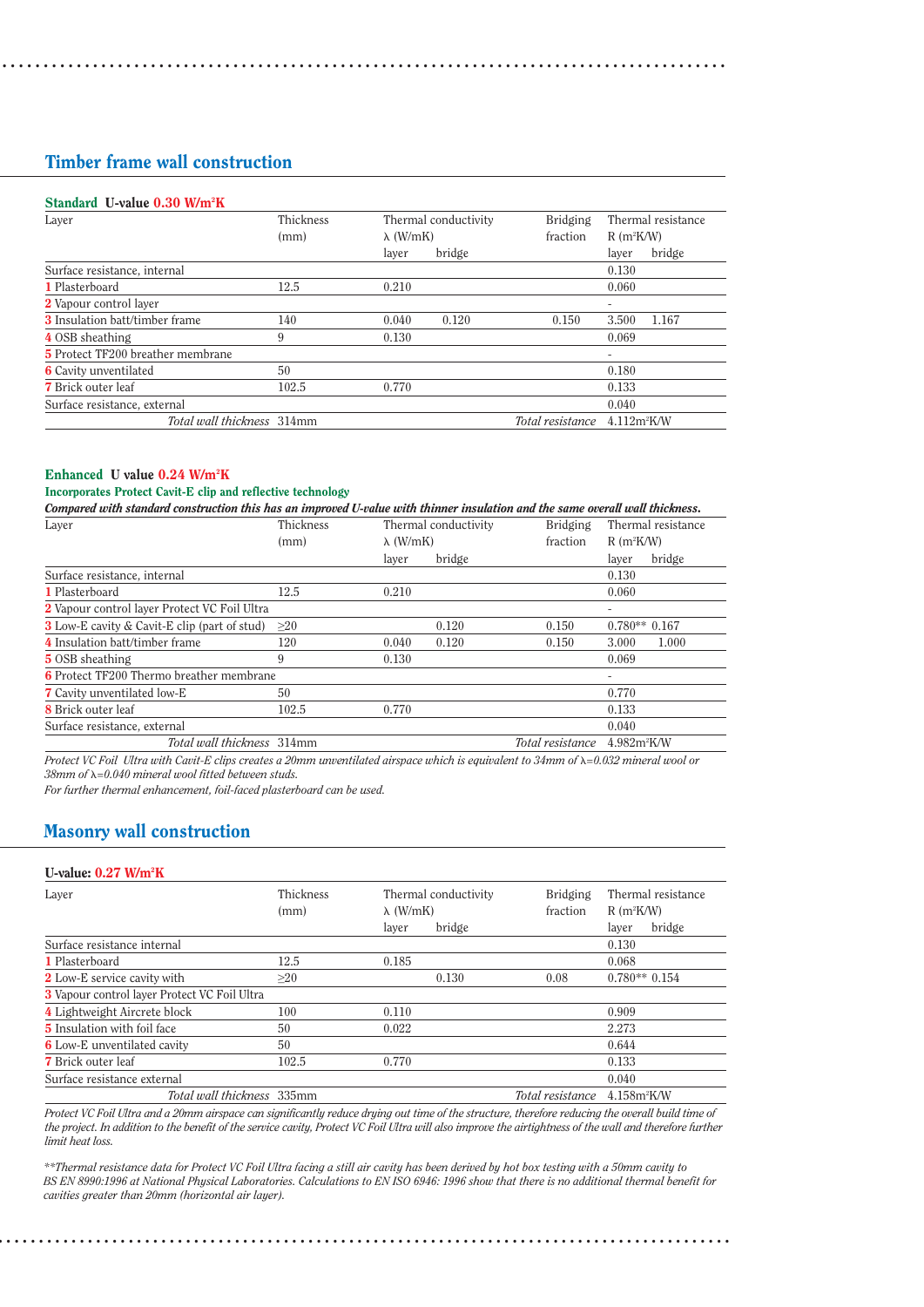## Timber frame wall construction

**Standard U-value 0.30 W/m²K**

| Layer | Thickness (mm) | Thermal conductivity λ (W/mK) layer | bridge | Bridging fraction | Thermal resistance R (m²K/W) layer | bridge |
|---|---|---|---|---|---|---|
| Surface resistance, internal | | | | | 0.130 | |
| 1 Plasterboard | 12.5 | 0.210 | | | 0.060 | |
| 2 Vapour control layer | | | | | - | |
| 3 Insulation batt/timber frame | 140 | 0.040 | 0.120 | 0.150 | 3.500 | 1.167 |
| 4 OSB sheathing | 9 | 0.130 | | | 0.069 | |
| 5 Protect TF200 breather membrane | | | | | - | |
| 6 Cavity unventilated | 50 | | | | 0.180 | |
| 7 Brick outer leaf | 102.5 | 0.770 | | | 0.133 | |
| Surface resistance, external | | | | | 0.040 | |
| *Total wall thickness* | 314mm | | | *Total resistance* | 4.112m²K/W | |

**Enhanced U value 0.24 W/m²K**

**Incorporates Protect Cavit-E clip and reflective technology**

***Compared with standard construction this has an improved U-value with thinner insulation and the same overall wall thickness.***

| Layer | Thickness (mm) | Thermal conductivity λ (W/mK) layer | bridge | Bridging fraction | Thermal resistance R (m²K/W) layer | bridge |
|---|---|---|---|---|---|---|
| Surface resistance, internal | | | | | 0.130 | |
| 1 Plasterboard | 12.5 | 0.210 | | | 0.060 | |
| 2 Vapour control layer Protect VC Foil Ultra | | | | | - | |
| 3 Low-E cavity & Cavit-E clip (part of stud) | ≥20 | | 0.120 | 0.150 | 0.780** | 0.167 |
| 4 Insulation batt/timber frame | 120 | 0.040 | 0.120 | 0.150 | 3.000 | 1.000 |
| 5 OSB sheathing | 9 | 0.130 | | | 0.069 | |
| 6 Protect TF200 Thermo breather membrane | | | | | - | |
| 7 Cavity unventilated low-E | 50 | | | | 0.770 | |
| 8 Brick outer leaf | 102.5 | 0.770 | | | 0.133 | |
| Surface resistance, external | | | | | 0.040 | |
| *Total wall thickness* | 314mm | | | *Total resistance* | 4.982m²K/W | |

*Protect VC Foil Ultra with Cavit-E clips creates a 20mm unventilated airspace which is equivalent to 34mm of λ=0.032 mineral wool or 38mm of λ=0.040 mineral wool fitted between studs.*

*For further thermal enhancement, foil-faced plasterboard can be used.*

## Masonry wall construction

**U-value: 0.27 W/m²K**

| Layer | Thickness (mm) | Thermal conductivity λ (W/mK) layer | bridge | Bridging fraction | Thermal resistance R (m²K/W) layer | bridge |
|---|---|---|---|---|---|---|
| Surface resistance internal | | | | | 0.130 | |
| 1 Plasterboard | 12.5 | 0.185 | | | 0.068 | |
| 2 Low-E service cavity with | ≥20 | | 0.130 | 0.08 | 0.780** | 0.154 |
| 3 Vapour control layer Protect VC Foil Ultra | | | | | | |
| 4 Lightweight Aircrete block | 100 | 0.110 | | | 0.909 | |
| 5 Insulation with foil face | 50 | 0.022 | | | 2.273 | |
| 6 Low-E unventilated cavity | 50 | | | | 0.644 | |
| 7 Brick outer leaf | 102.5 | 0.770 | | | 0.133 | |
| Surface resistance external | | | | | 0.040 | |
| *Total wall thickness* | 335mm | | | *Total resistance* | 4.158m²K/W | |

*Protect VC Foil Ultra and a 20mm airspace can significantly reduce drying out time of the structure, therefore reducing the overall build time of the project. In addition to the benefit of the service cavity, Protect VC Foil Ultra will also improve the airtightness of the wall and therefore further limit heat loss.*

*\*\*Thermal resistance data for Protect VC Foil Ultra facing a still air cavity has been derived by hot box testing with a 50mm cavity to BS EN 8990:1996 at National Physical Laboratories. Calculations to EN ISO 6946: 1996 show that there is no additional thermal benefit for cavities greater than 20mm (horizontal air layer).*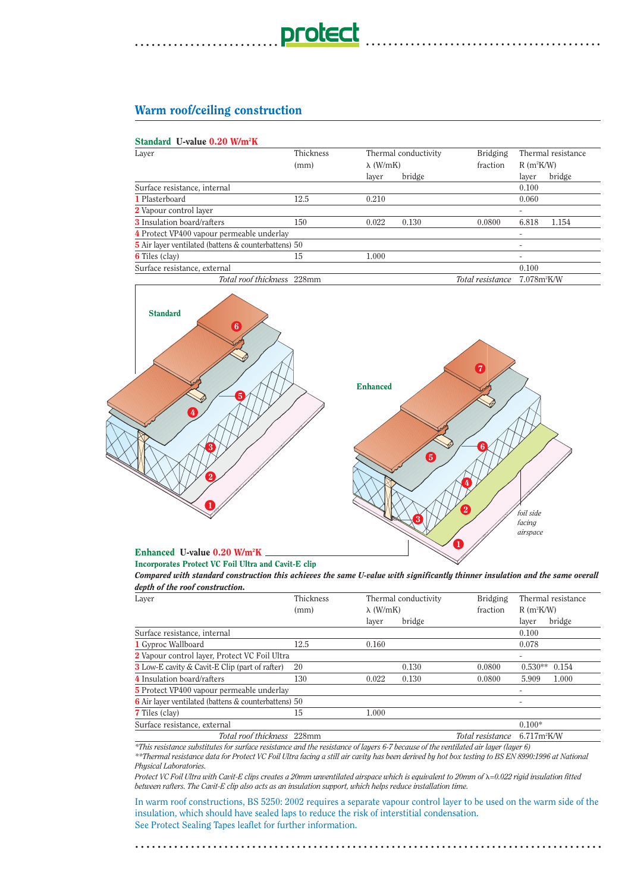## Warm roof/ceiling construction

### Standard U-value 0.20 W/m²K

| Layer | Thickness (mm) | Thermal conductivity λ (W/mK) layer | bridge | Bridging fraction | Thermal resistance R (m²K/W) layer | bridge |
|---|---|---|---|---|---|---|
| Surface resistance, internal | | | | | 0.100 | |
| 1 Plasterboard | 12.5 | 0.210 | | | 0.060 | |
| 2 Vapour control layer | | | | | - | |
| 3 Insulation board/rafters | 150 | 0.022 | 0.130 | 0.0800 | 6.818 | 1.154 |
| 4 Protect VP400 vapour permeable underlay | | | | | - | |
| 5 Air layer ventilated (battens & counterbattens) | 50 | | | | - | |
| 6 Tiles (clay) | 15 | 1.000 | | | - | |
| Surface resistance, external | | | | | 0.100 | |
| *Total roof thickness* | 228mm | | | *Total resistance* | 7.078m²K/W | |

Standard

Enhanced

*foil side facing airspace*

### Enhanced U-value 0.20 W/m²K

**Incorporates Protect VC Foil Ultra and Cavit-E clip**

***Compared with standard construction this achieves the same U-value with significantly thinner insulation and the same overall depth of the roof construction.***

| Layer | Thickness (mm) | Thermal conductivity λ (W/mK) layer | bridge | Bridging fraction | Thermal resistance R (m²K/W) layer | bridge |
|---|---|---|---|---|---|---|
| Surface resistance, internal | | | | | 0.100 | |
| 1 Gyproc Wallboard | 12.5 | 0.160 | | | 0.078 | |
| 2 Vapour control layer, Protect VC Foil Ultra | | | | | - | |
| 3 Low-E cavity & Cavit-E Clip (part of rafter) | 20 | | 0.130 | 0.0800 | 0.530** | 0.154 |
| 4 Insulation board/rafters | 130 | 0.022 | 0.130 | 0.0800 | 5.909 | 1.000 |
| 5 Protect VP400 vapour permeable underlay | | | | | - | |
| 6 Air layer ventilated (battens & counterbattens) | 50 | | | | - | |
| 7 Tiles (clay) | 15 | 1.000 | | | | |
| Surface resistance, external | | | | | 0.100* | |
| *Total roof thickness* | 228mm | | | *Total resistance* | 6.717m²K/W | |

*\*This resistance substitutes for surface resistance and the resistance of layers 6-7 because of the ventilated air layer (layer 6)*

*\*\*Thermal resistance data for Protect VC Foil Ultra facing a still air cavity has been derived by hot box testing to BS EN 8990:1996 at National Physical Laboratories.*

*Protect VC Foil Ultra with Cavit-E clips creates a 20mm unventilated airspace which is equivalent to 20mm of λ=0.022 rigid insulation fitted between rafters. The Cavit-E clip also acts as an insulation support, which helps reduce installation time.*

In warm roof constructions, BS 5250: 2002 requires a separate vapour control layer to be used on the warm side of the insulation, which should have sealed laps to reduce the risk of interstitial condensation.
See Protect Sealing Tapes leaflet for further information.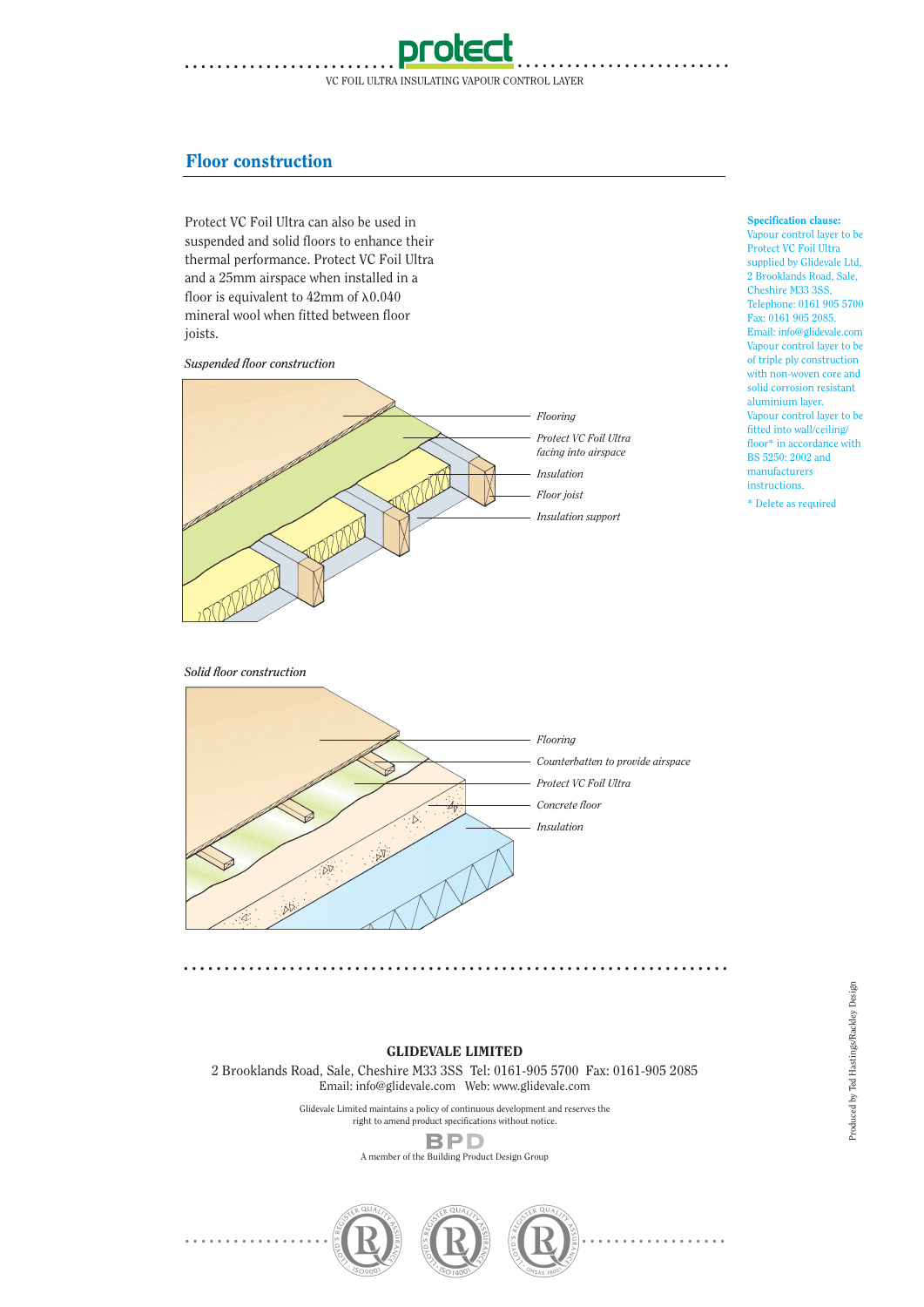# Floor construction

Protect VC Foil Ultra can also be used in suspended and solid floors to enhance their thermal performance. Protect VC Foil Ultra and a 25mm airspace when installed in a floor is equivalent to 42mm of λ0.040 mineral wool when fitted between floor joists.

*Suspended floor construction*

*Flooring*

*Protect VC Foil Ultra facing into airspace*

*Insulation*

*Floor joist*

*Insulation support*

*Solid floor construction*

*Flooring*

*Counterbatten to provide airspace*

*Protect VC Foil Ultra*

*Concrete floor*

*Insulation*

**Specification clause:**
Vapour control layer to be Protect VC Foil Ultra supplied by Glidevale Ltd, 2 Brooklands Road, Sale, Cheshire M33 3SS, Telephone: 0161 905 5700 Fax: 0161 905 2085. Email: info@glidevale.com
Vapour control layer to be of triple ply construction with non-woven core and solid corrosion resistant aluminium layer.
Vapour control layer to be fitted into wall/ceiling/floor* in accordance with BS 5250: 2002 and manufacturers instructions.

\* Delete as required

**GLIDEVALE LIMITED**

2 Brooklands Road, Sale, Cheshire M33 3SS Tel: 0161-905 5700 Fax: 0161-905 2085
Email: info@glidevale.com Web: www.glidevale.com

Glidevale Limited maintains a policy of continuous development and reserves the right to amend product specifications without notice.

BPD
A member of the Building Product Design Group

Produced by Ted Hastings/Rackley Design